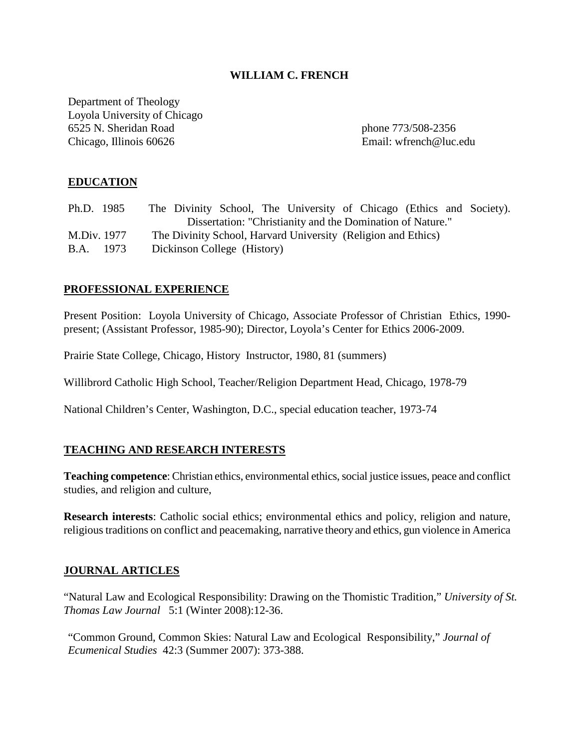# WILLIAM C. FRENCH

Department of Theology
Loyola University of Chicago
6525 N. Sheridan Road
Chicago, Illinois 60626

phone 773/508-2356
Email: wfrench@luc.edu

## EDUCATION

Ph.D. 1985 The Divinity School, The University of Chicago (Ethics and Society). Dissertation: "Christianity and the Domination of Nature."

M.Div. 1977 The Divinity School, Harvard University (Religion and Ethics)

B.A. 1973 Dickinson College (History)

## PROFESSIONAL EXPERIENCE

Present Position: Loyola University of Chicago, Associate Professor of Christian Ethics, 1990-present; (Assistant Professor, 1985-90); Director, Loyola's Center for Ethics 2006-2009.

Prairie State College, Chicago, History Instructor, 1980, 81 (summers)

Willibrord Catholic High School, Teacher/Religion Department Head, Chicago, 1978-79

National Children's Center, Washington, D.C., special education teacher, 1973-74

## TEACHING AND RESEARCH INTERESTS

**Teaching competence**: Christian ethics, environmental ethics, social justice issues, peace and conflict studies, and religion and culture,

**Research interests**: Catholic social ethics; environmental ethics and policy, religion and nature, religious traditions on conflict and peacemaking, narrative theory and ethics, gun violence in America

## JOURNAL ARTICLES

"Natural Law and Ecological Responsibility: Drawing on the Thomistic Tradition," *University of St. Thomas Law Journal* 5:1 (Winter 2008):12-36.

"Common Ground, Common Skies: Natural Law and Ecological Responsibility," *Journal of Ecumenical Studies* 42:3 (Summer 2007): 373-388.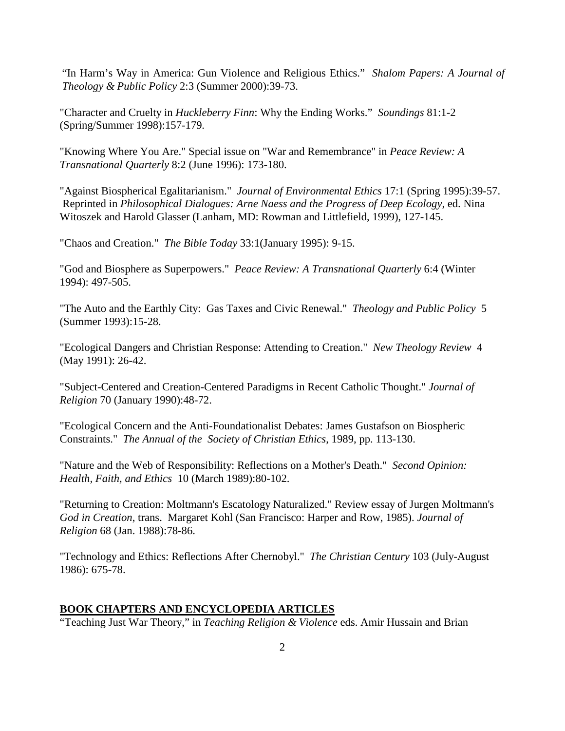"In Harm's Way in America: Gun Violence and Religious Ethics." *Shalom Papers: A Journal of Theology & Public Policy* 2:3 (Summer 2000):39-73.

"Character and Cruelty in *Huckleberry Finn*: Why the Ending Works." *Soundings* 81:1-2 (Spring/Summer 1998):157-179.

"Knowing Where You Are." Special issue on "War and Remembrance" in *Peace Review: A Transnational Quarterly* 8:2 (June 1996): 173-180.

"Against Biospherical Egalitarianism." *Journal of Environmental Ethics* 17:1 (Spring 1995):39-57. Reprinted in *Philosophical Dialogues: Arne Naess and the Progress of Deep Ecology*, ed. Nina Witoszek and Harold Glasser (Lanham, MD: Rowman and Littlefield, 1999), 127-145.

"Chaos and Creation." *The Bible Today* 33:1(January 1995): 9-15.

"God and Biosphere as Superpowers." *Peace Review: A Transnational Quarterly* 6:4 (Winter 1994): 497-505.

"The Auto and the Earthly City: Gas Taxes and Civic Renewal." *Theology and Public Policy* 5 (Summer 1993):15-28.

"Ecological Dangers and Christian Response: Attending to Creation." *New Theology Review* 4 (May 1991): 26-42.

"Subject-Centered and Creation-Centered Paradigms in Recent Catholic Thought." *Journal of Religion* 70 (January 1990):48-72.

"Ecological Concern and the Anti-Foundationalist Debates: James Gustafson on Biospheric Constraints." *The Annual of the Society of Christian Ethics*, 1989, pp. 113-130.

"Nature and the Web of Responsibility: Reflections on a Mother's Death." *Second Opinion: Health, Faith, and Ethics* 10 (March 1989):80-102.

"Returning to Creation: Moltmann's Escatology Naturalized." Review essay of Jurgen Moltmann's *God in Creation*, trans. Margaret Kohl (San Francisco: Harper and Row, 1985). *Journal of Religion* 68 (Jan. 1988):78-86.

"Technology and Ethics: Reflections After Chernobyl." *The Christian Century* 103 (July-August 1986): 675-78.

## BOOK CHAPTERS AND ENCYCLOPEDIA ARTICLES

"Teaching Just War Theory," in *Teaching Religion & Violence* eds. Amir Hussain and Brian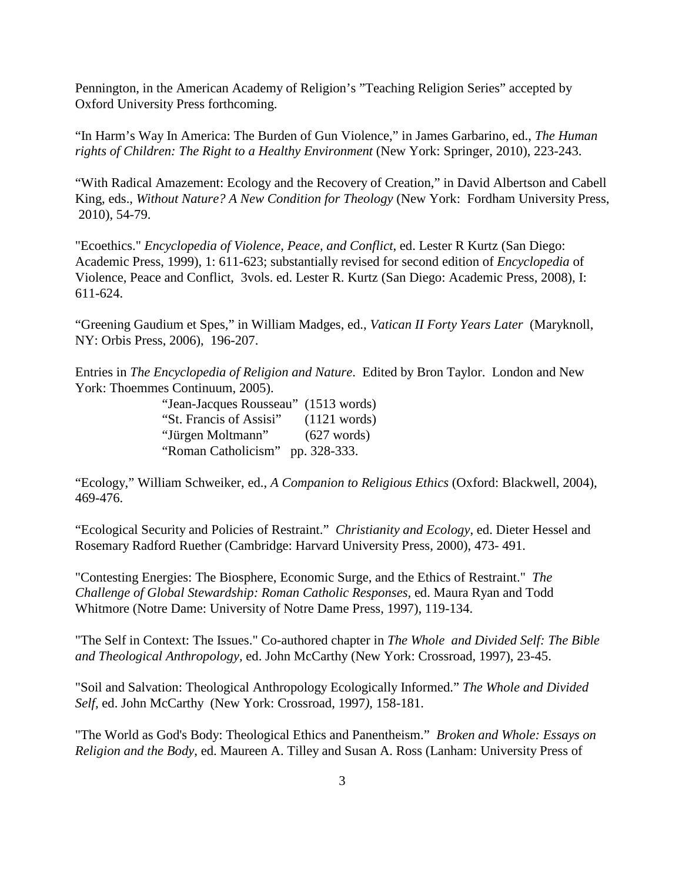Pennington, in the American Academy of Religion's "Teaching Religion Series" accepted by Oxford University Press forthcoming.

"In Harm's Way In America: The Burden of Gun Violence," in James Garbarino, ed., *The Human rights of Children: The Right to a Healthy Environment* (New York: Springer, 2010), 223-243.

"With Radical Amazement: Ecology and the Recovery of Creation," in David Albertson and Cabell King, eds., *Without Nature? A New Condition for Theology* (New York: Fordham University Press, 2010), 54-79.

"Ecoethics." *Encyclopedia of Violence, Peace, and Conflict*, ed. Lester R Kurtz (San Diego: Academic Press, 1999), 1: 611-623; substantially revised for second edition of *Encyclopedia* of Violence, Peace and Conflict, 3vols. ed. Lester R. Kurtz (San Diego: Academic Press, 2008), I: 611-624.

"Greening Gaudium et Spes," in William Madges, ed., *Vatican II Forty Years Later* (Maryknoll, NY: Orbis Press, 2006), 196-207.

Entries in *The Encyclopedia of Religion and Nature*. Edited by Bron Taylor. London and New York: Thoemmes Continuum, 2005).

- "Jean-Jacques Rousseau" (1513 words)
- "St. Francis of Assisi" (1121 words)
- "Jürgen Moltmann" (627 words)
- "Roman Catholicism" pp. 328-333.

"Ecology," William Schweiker, ed., *A Companion to Religious Ethics* (Oxford: Blackwell, 2004), 469-476.

"Ecological Security and Policies of Restraint." *Christianity and Ecology*, ed. Dieter Hessel and Rosemary Radford Ruether (Cambridge: Harvard University Press, 2000), 473- 491.

"Contesting Energies: The Biosphere, Economic Surge, and the Ethics of Restraint." *The Challenge of Global Stewardship: Roman Catholic Responses*, ed. Maura Ryan and Todd Whitmore (Notre Dame: University of Notre Dame Press, 1997), 119-134.

"The Self in Context: The Issues." Co-authored chapter in *The Whole and Divided Self: The Bible and Theological Anthropology*, ed. John McCarthy (New York: Crossroad, 1997), 23-45.

"Soil and Salvation: Theological Anthropology Ecologically Informed." *The Whole and Divided Self*, ed. John McCarthy (New York: Crossroad, 1997), 158-181.

"The World as God's Body: Theological Ethics and Panentheism." *Broken and Whole: Essays on Religion and the Body*, ed. Maureen A. Tilley and Susan A. Ross (Lanham: University Press of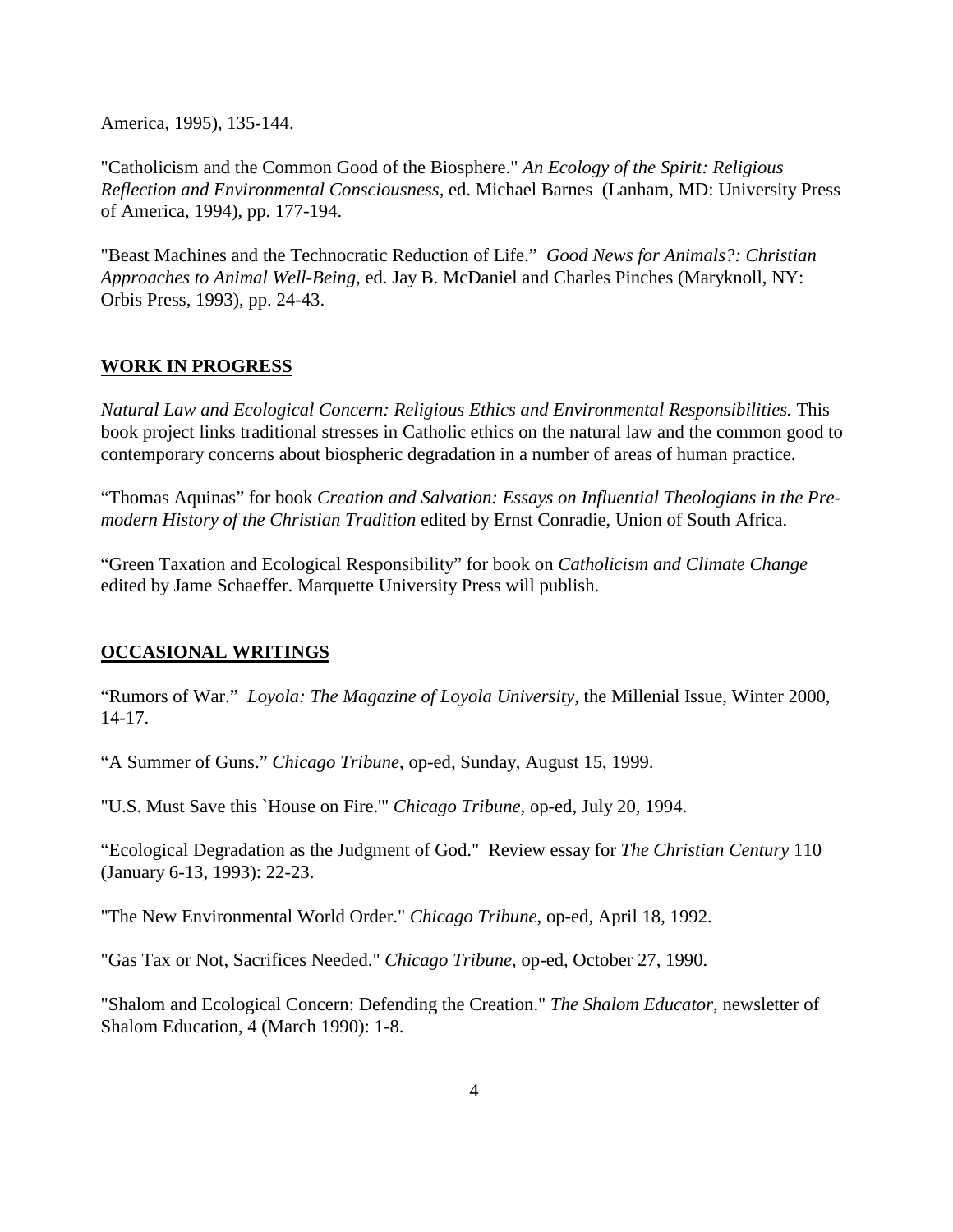America, 1995), 135-144.

"Catholicism and the Common Good of the Biosphere." *An Ecology of the Spirit: Religious Reflection and Environmental Consciousness,* ed. Michael Barnes (Lanham, MD: University Press of America, 1994), pp. 177-194.

"Beast Machines and the Technocratic Reduction of Life." *Good News for Animals?: Christian Approaches to Animal Well-Being*, ed. Jay B. McDaniel and Charles Pinches (Maryknoll, NY: Orbis Press, 1993), pp. 24-43.

## WORK IN PROGRESS

*Natural Law and Ecological Concern: Religious Ethics and Environmental Responsibilities.* This book project links traditional stresses in Catholic ethics on the natural law and the common good to contemporary concerns about biospheric degradation in a number of areas of human practice.

"Thomas Aquinas" for book *Creation and Salvation: Essays on Influential Theologians in the Pre-modern History of the Christian Tradition* edited by Ernst Conradie, Union of South Africa.

"Green Taxation and Ecological Responsibility" for book on *Catholicism and Climate Change* edited by Jame Schaeffer. Marquette University Press will publish.

## OCCASIONAL WRITINGS

"Rumors of War." *Loyola: The Magazine of Loyola University*, the Millenial Issue, Winter 2000, 14-17.

"A Summer of Guns." *Chicago Tribune*, op-ed, Sunday, August 15, 1999.

"U.S. Must Save this `House on Fire.'" *Chicago Tribune*, op-ed, July 20, 1994.

"Ecological Degradation as the Judgment of God." Review essay for *The Christian Century* 110 (January 6-13, 1993): 22-23.

"The New Environmental World Order." *Chicago Tribune*, op-ed, April 18, 1992.

"Gas Tax or Not, Sacrifices Needed." *Chicago Tribune*, op-ed, October 27, 1990.

"Shalom and Ecological Concern: Defending the Creation." *The Shalom Educator*, newsletter of Shalom Education, 4 (March 1990): 1-8.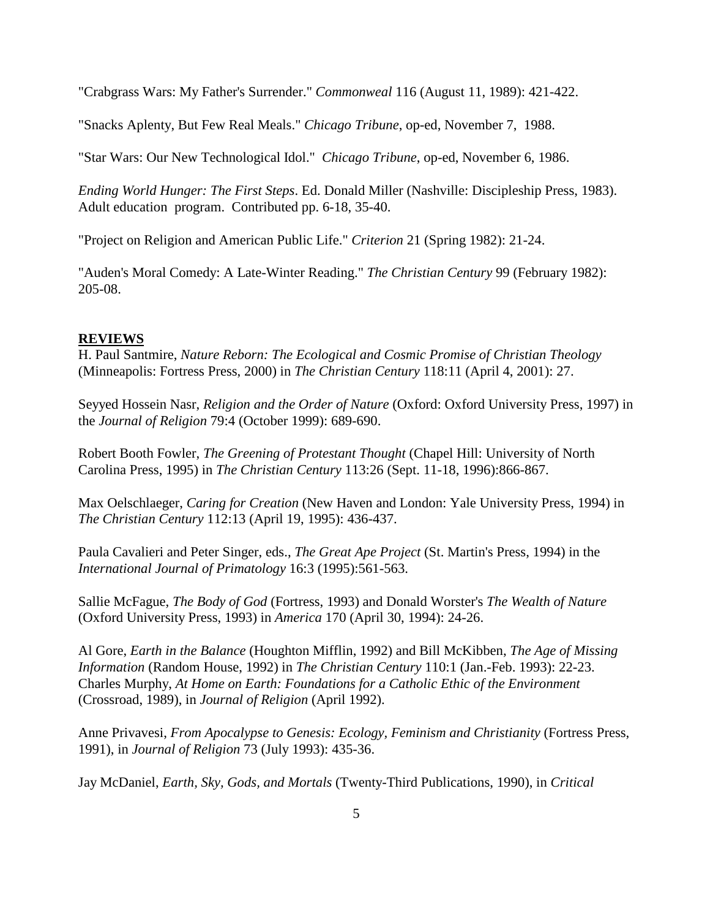"Crabgrass Wars: My Father's Surrender." *Commonweal* 116 (August 11, 1989): 421-422.

"Snacks Aplenty, But Few Real Meals." *Chicago Tribune*, op-ed, November 7, 1988.

"Star Wars: Our New Technological Idol." *Chicago Tribune*, op-ed, November 6, 1986.

*Ending World Hunger: The First Steps*. Ed. Donald Miller (Nashville: Discipleship Press, 1983). Adult education program. Contributed pp. 6-18, 35-40.

"Project on Religion and American Public Life." *Criterion* 21 (Spring 1982): 21-24.

"Auden's Moral Comedy: A Late-Winter Reading." *The Christian Century* 99 (February 1982): 205-08.

## REVIEWS

H. Paul Santmire, *Nature Reborn: The Ecological and Cosmic Promise of Christian Theology* (Minneapolis: Fortress Press, 2000) in *The Christian Century* 118:11 (April 4, 2001): 27.

Seyyed Hossein Nasr, *Religion and the Order of Nature* (Oxford: Oxford University Press, 1997) in the *Journal of Religion* 79:4 (October 1999): 689-690.

Robert Booth Fowler, *The Greening of Protestant Thought* (Chapel Hill: University of North Carolina Press, 1995) in *The Christian Century* 113:26 (Sept. 11-18, 1996):866-867.

Max Oelschlaeger, *Caring for Creation* (New Haven and London: Yale University Press, 1994) in *The Christian Century* 112:13 (April 19, 1995): 436-437.

Paula Cavalieri and Peter Singer, eds., *The Great Ape Project* (St. Martin's Press, 1994) in the *International Journal of Primatology* 16:3 (1995):561-563.

Sallie McFague, *The Body of God* (Fortress, 1993) and Donald Worster's *The Wealth of Nature* (Oxford University Press, 1993) in *America* 170 (April 30, 1994): 24-26.

Al Gore, *Earth in the Balance* (Houghton Mifflin, 1992) and Bill McKibben, *The Age of Missing Information* (Random House, 1992) in *The Christian Century* 110:1 (Jan.-Feb. 1993): 22-23.
Charles Murphy, *At Home on Earth: Foundations for a Catholic Ethic of the Environment* (Crossroad, 1989), in *Journal of Religion* (April 1992).

Anne Privavesi, *From Apocalypse to Genesis: Ecology, Feminism and Christianity* (Fortress Press, 1991), in *Journal of Religion* 73 (July 1993): 435-36.

Jay McDaniel, *Earth, Sky, Gods, and Mortals* (Twenty-Third Publications, 1990), in *Critical*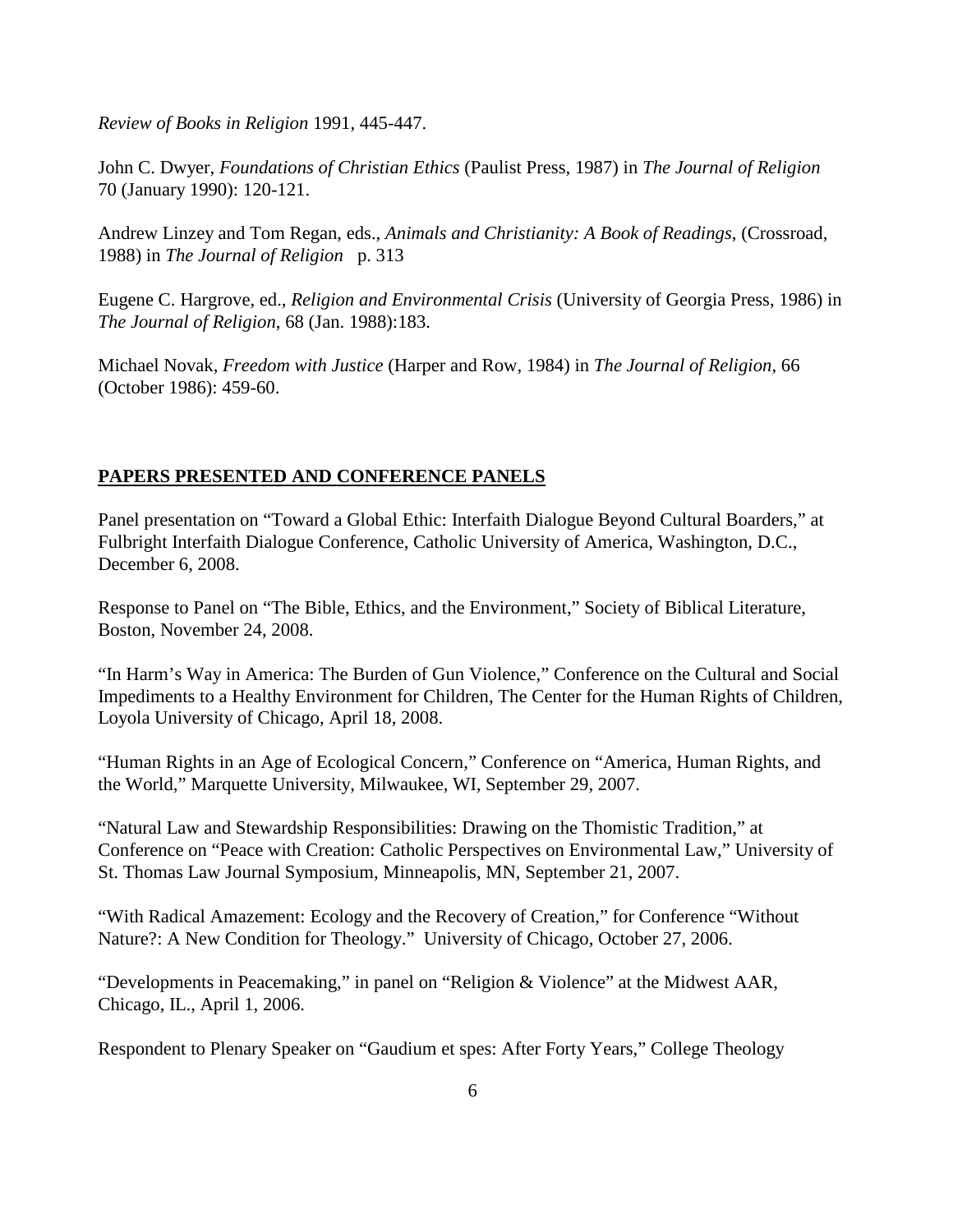*Review of Books in Religion* 1991, 445-447.

John C. Dwyer, *Foundations of Christian Ethics* (Paulist Press, 1987) in *The Journal of Religion* 70 (January 1990): 120-121.

Andrew Linzey and Tom Regan, eds., *Animals and Christianity: A Book of Readings*, (Crossroad, 1988) in *The Journal of Religion* p. 313

Eugene C. Hargrove, ed., *Religion and Environmental Crisis* (University of Georgia Press, 1986) in *The Journal of Religion*, 68 (Jan. 1988):183.

Michael Novak, *Freedom with Justice* (Harper and Row, 1984) in *The Journal of Religion*, 66 (October 1986): 459-60.

## PAPERS PRESENTED AND CONFERENCE PANELS

Panel presentation on "Toward a Global Ethic: Interfaith Dialogue Beyond Cultural Boarders," at Fulbright Interfaith Dialogue Conference, Catholic University of America, Washington, D.C., December 6, 2008.

Response to Panel on "The Bible, Ethics, and the Environment," Society of Biblical Literature, Boston, November 24, 2008.

"In Harm's Way in America: The Burden of Gun Violence," Conference on the Cultural and Social Impediments to a Healthy Environment for Children, The Center for the Human Rights of Children, Loyola University of Chicago, April 18, 2008.

"Human Rights in an Age of Ecological Concern," Conference on "America, Human Rights, and the World," Marquette University, Milwaukee, WI, September 29, 2007.

"Natural Law and Stewardship Responsibilities: Drawing on the Thomistic Tradition," at Conference on "Peace with Creation: Catholic Perspectives on Environmental Law," University of St. Thomas Law Journal Symposium, Minneapolis, MN, September 21, 2007.

"With Radical Amazement: Ecology and the Recovery of Creation," for Conference "Without Nature?: A New Condition for Theology." University of Chicago, October 27, 2006.

"Developments in Peacemaking," in panel on "Religion & Violence" at the Midwest AAR, Chicago, IL., April 1, 2006.

Respondent to Plenary Speaker on "Gaudium et spes: After Forty Years," College Theology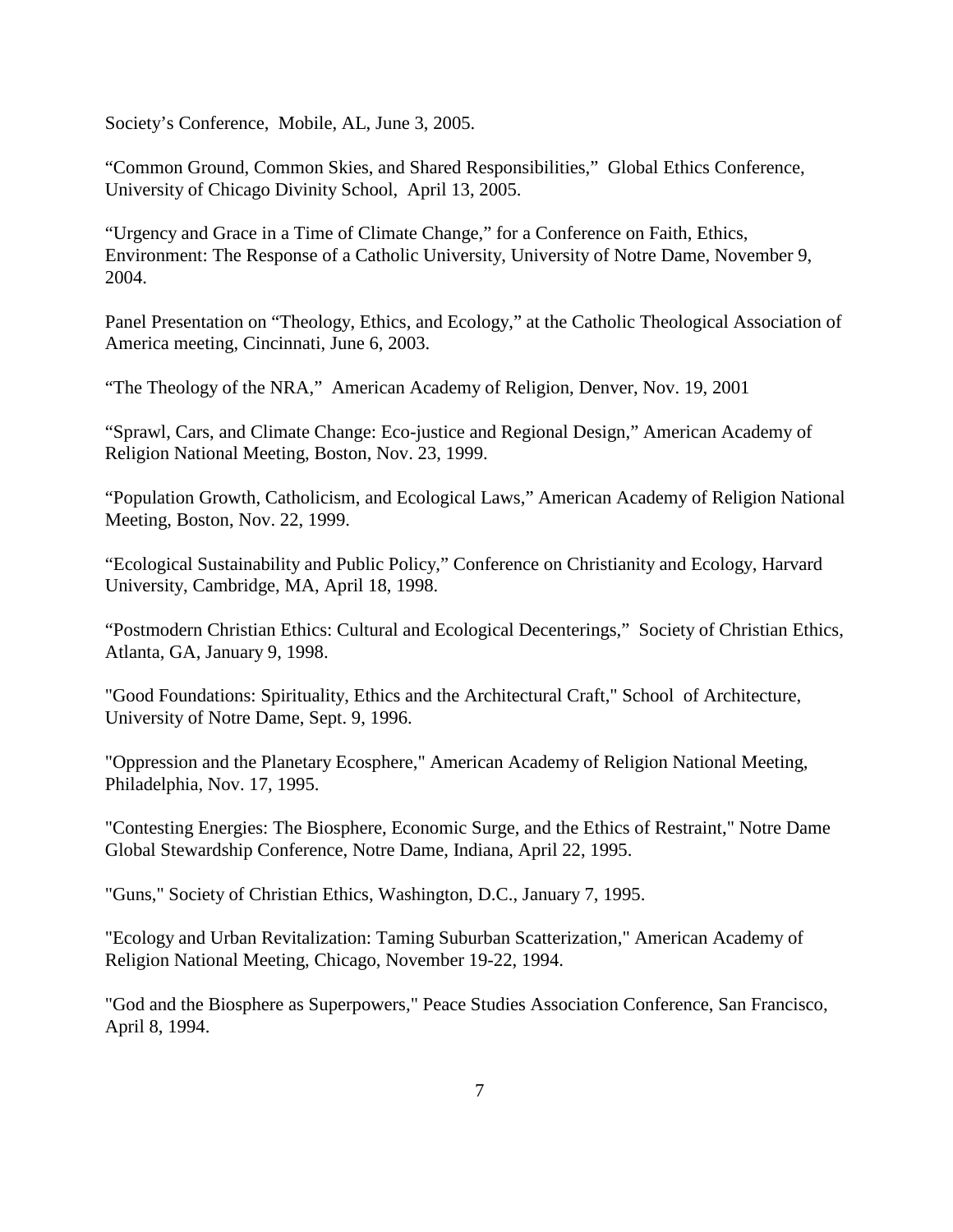Society's Conference, Mobile, AL, June 3, 2005.

"Common Ground, Common Skies, and Shared Responsibilities," Global Ethics Conference, University of Chicago Divinity School, April 13, 2005.

"Urgency and Grace in a Time of Climate Change," for a Conference on Faith, Ethics, Environment: The Response of a Catholic University, University of Notre Dame, November 9, 2004.

Panel Presentation on "Theology, Ethics, and Ecology," at the Catholic Theological Association of America meeting, Cincinnati, June 6, 2003.

"The Theology of the NRA," American Academy of Religion, Denver, Nov. 19, 2001

"Sprawl, Cars, and Climate Change: Eco-justice and Regional Design," American Academy of Religion National Meeting, Boston, Nov. 23, 1999.

"Population Growth, Catholicism, and Ecological Laws," American Academy of Religion National Meeting, Boston, Nov. 22, 1999.

"Ecological Sustainability and Public Policy," Conference on Christianity and Ecology, Harvard University, Cambridge, MA, April 18, 1998.

"Postmodern Christian Ethics: Cultural and Ecological Decenterings," Society of Christian Ethics, Atlanta, GA, January 9, 1998.

"Good Foundations: Spirituality, Ethics and the Architectural Craft," School of Architecture, University of Notre Dame, Sept. 9, 1996.

"Oppression and the Planetary Ecosphere," American Academy of Religion National Meeting, Philadelphia, Nov. 17, 1995.

"Contesting Energies: The Biosphere, Economic Surge, and the Ethics of Restraint," Notre Dame Global Stewardship Conference, Notre Dame, Indiana, April 22, 1995.

"Guns," Society of Christian Ethics, Washington, D.C., January 7, 1995.

"Ecology and Urban Revitalization: Taming Suburban Scatterization," American Academy of Religion National Meeting, Chicago, November 19-22, 1994.

"God and the Biosphere as Superpowers," Peace Studies Association Conference, San Francisco, April 8, 1994.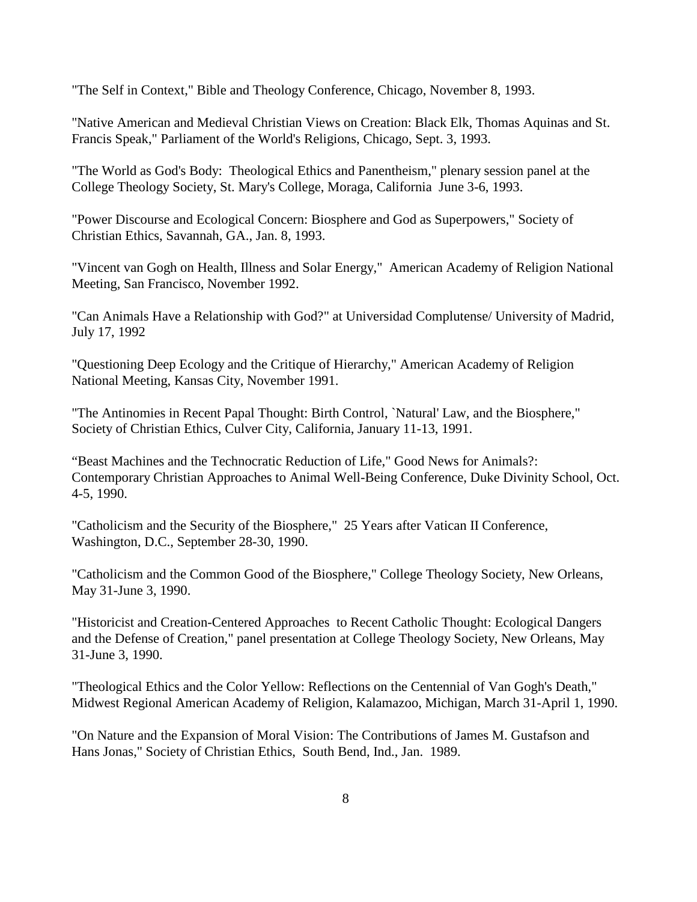"The Self in Context," Bible and Theology Conference, Chicago, November 8, 1993.

"Native American and Medieval Christian Views on Creation: Black Elk, Thomas Aquinas and St. Francis Speak," Parliament of the World's Religions, Chicago, Sept. 3, 1993.

"The World as God's Body: Theological Ethics and Panentheism," plenary session panel at the College Theology Society, St. Mary's College, Moraga, California June 3-6, 1993.

"Power Discourse and Ecological Concern: Biosphere and God as Superpowers," Society of Christian Ethics, Savannah, GA., Jan. 8, 1993.

"Vincent van Gogh on Health, Illness and Solar Energy," American Academy of Religion National Meeting, San Francisco, November 1992.

"Can Animals Have a Relationship with God?" at Universidad Complutense/ University of Madrid, July 17, 1992

"Questioning Deep Ecology and the Critique of Hierarchy," American Academy of Religion National Meeting, Kansas City, November 1991.

"The Antinomies in Recent Papal Thought: Birth Control, `Natural' Law, and the Biosphere," Society of Christian Ethics, Culver City, California, January 11-13, 1991.

"Beast Machines and the Technocratic Reduction of Life," Good News for Animals?: Contemporary Christian Approaches to Animal Well-Being Conference, Duke Divinity School, Oct. 4-5, 1990.

"Catholicism and the Security of the Biosphere," 25 Years after Vatican II Conference, Washington, D.C., September 28-30, 1990.

"Catholicism and the Common Good of the Biosphere," College Theology Society, New Orleans, May 31-June 3, 1990.

"Historicist and Creation-Centered Approaches to Recent Catholic Thought: Ecological Dangers and the Defense of Creation," panel presentation at College Theology Society, New Orleans, May 31-June 3, 1990.

"Theological Ethics and the Color Yellow: Reflections on the Centennial of Van Gogh's Death," Midwest Regional American Academy of Religion, Kalamazoo, Michigan, March 31-April 1, 1990.

"On Nature and the Expansion of Moral Vision: The Contributions of James M. Gustafson and Hans Jonas," Society of Christian Ethics, South Bend, Ind., Jan. 1989.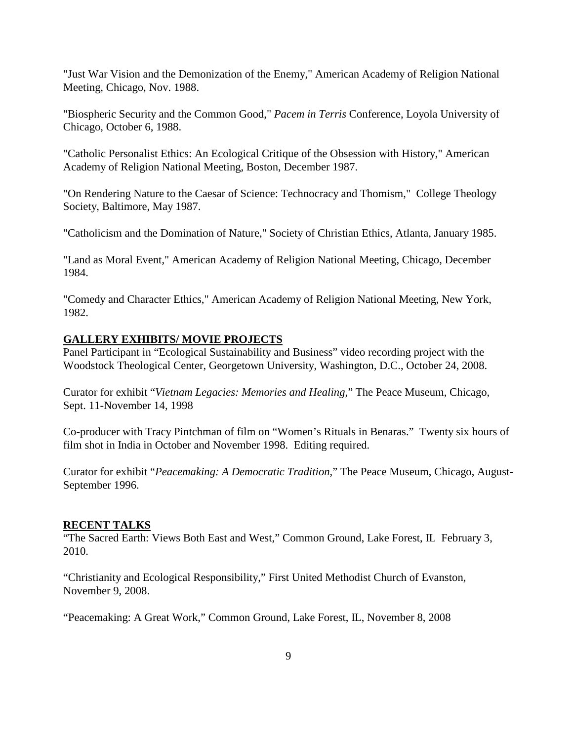"Just War Vision and the Demonization of the Enemy," American Academy of Religion National Meeting, Chicago, Nov. 1988.

"Biospheric Security and the Common Good," *Pacem in Terris* Conference, Loyola University of Chicago, October 6, 1988.

"Catholic Personalist Ethics: An Ecological Critique of the Obsession with History," American Academy of Religion National Meeting, Boston, December 1987.

"On Rendering Nature to the Caesar of Science: Technocracy and Thomism," College Theology Society, Baltimore, May 1987.

"Catholicism and the Domination of Nature," Society of Christian Ethics, Atlanta, January 1985.

"Land as Moral Event," American Academy of Religion National Meeting, Chicago, December 1984.

"Comedy and Character Ethics," American Academy of Religion National Meeting, New York, 1982.

## GALLERY EXHIBITS/ MOVIE PROJECTS

Panel Participant in "Ecological Sustainability and Business" video recording project with the Woodstock Theological Center, Georgetown University, Washington, D.C., October 24, 2008.

Curator for exhibit "*Vietnam Legacies: Memories and Healing*," The Peace Museum, Chicago, Sept. 11-November 14, 1998

Co-producer with Tracy Pintchman of film on "Women's Rituals in Benaras." Twenty six hours of film shot in India in October and November 1998. Editing required.

Curator for exhibit "*Peacemaking: A Democratic Tradition*," The Peace Museum, Chicago, August-September 1996.

## RECENT TALKS

"The Sacred Earth: Views Both East and West," Common Ground, Lake Forest, IL February 3, 2010.

"Christianity and Ecological Responsibility," First United Methodist Church of Evanston, November 9, 2008.

"Peacemaking: A Great Work," Common Ground, Lake Forest, IL, November 8, 2008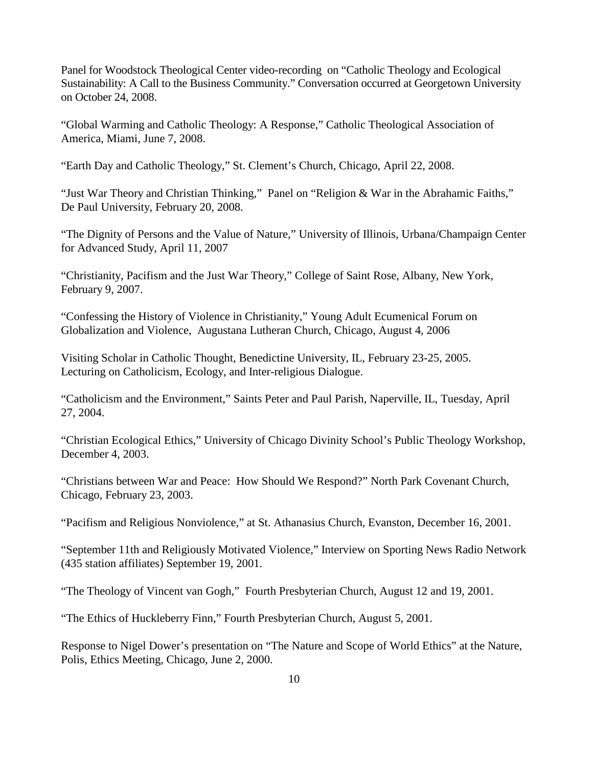Panel for Woodstock Theological Center video-recording on "Catholic Theology and Ecological Sustainability: A Call to the Business Community." Conversation occurred at Georgetown University on October 24, 2008.

"Global Warming and Catholic Theology: A Response," Catholic Theological Association of America, Miami, June 7, 2008.

"Earth Day and Catholic Theology," St. Clement's Church, Chicago, April 22, 2008.

"Just War Theory and Christian Thinking," Panel on "Religion & War in the Abrahamic Faiths," De Paul University, February 20, 2008.

"The Dignity of Persons and the Value of Nature," University of Illinois, Urbana/Champaign Center for Advanced Study, April 11, 2007

"Christianity, Pacifism and the Just War Theory," College of Saint Rose, Albany, New York, February 9, 2007.

"Confessing the History of Violence in Christianity," Young Adult Ecumenical Forum on Globalization and Violence, Augustana Lutheran Church, Chicago, August 4, 2006

Visiting Scholar in Catholic Thought, Benedictine University, IL, February 23-25, 2005. Lecturing on Catholicism, Ecology, and Inter-religious Dialogue.

"Catholicism and the Environment," Saints Peter and Paul Parish, Naperville, IL, Tuesday, April 27, 2004.

"Christian Ecological Ethics," University of Chicago Divinity School's Public Theology Workshop, December 4, 2003.

"Christians between War and Peace: How Should We Respond?" North Park Covenant Church, Chicago, February 23, 2003.

"Pacifism and Religious Nonviolence," at St. Athanasius Church, Evanston, December 16, 2001.

"September 11th and Religiously Motivated Violence," Interview on Sporting News Radio Network (435 station affiliates) September 19, 2001.

"The Theology of Vincent van Gogh," Fourth Presbyterian Church, August 12 and 19, 2001.

"The Ethics of Huckleberry Finn," Fourth Presbyterian Church, August 5, 2001.

Response to Nigel Dower's presentation on "The Nature and Scope of World Ethics" at the Nature, Polis, Ethics Meeting, Chicago, June 2, 2000.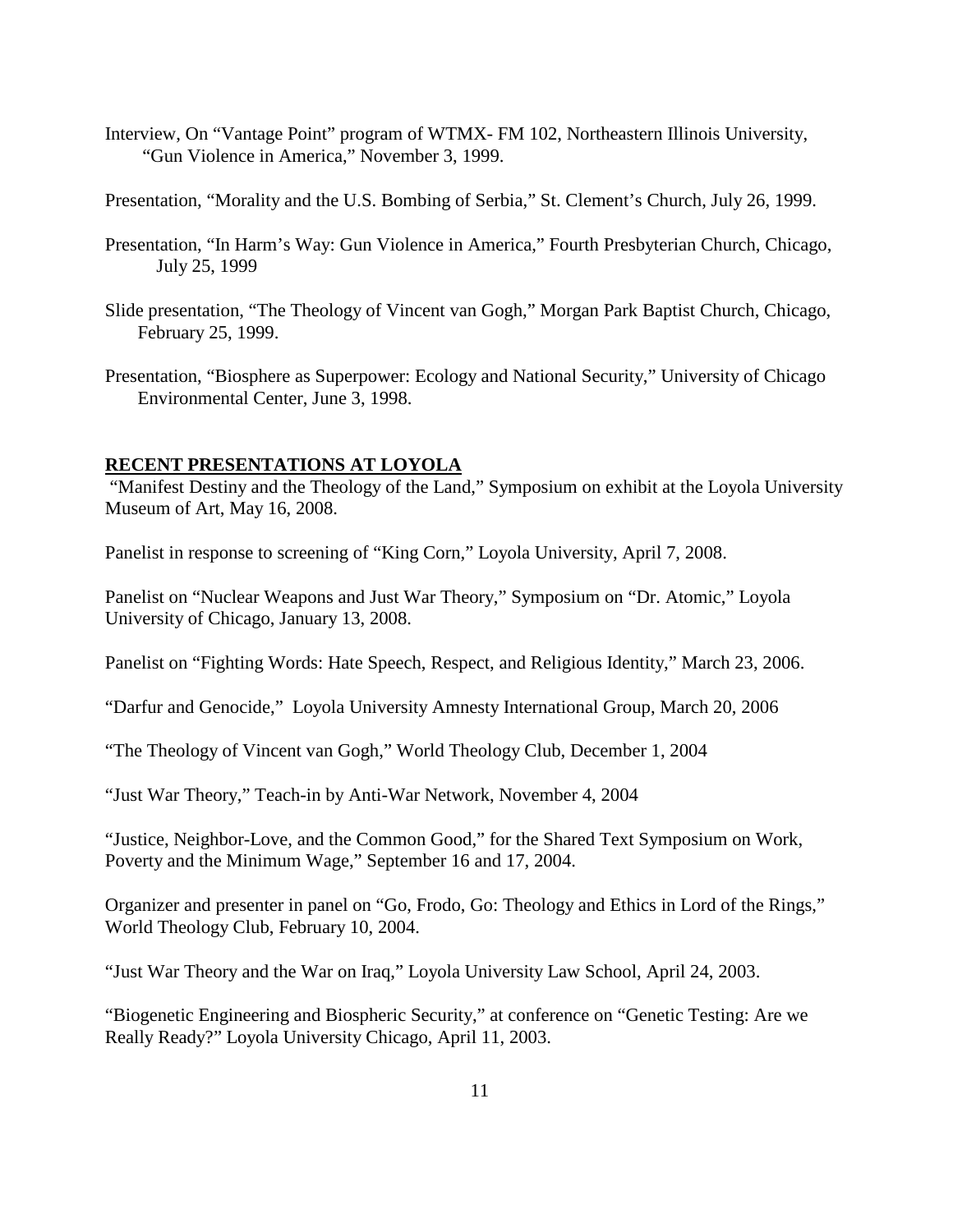Interview, On "Vantage Point" program of WTMX- FM 102, Northeastern Illinois University, "Gun Violence in America," November 3, 1999.

Presentation, "Morality and the U.S. Bombing of Serbia," St. Clement's Church, July 26, 1999.

Presentation, "In Harm's Way: Gun Violence in America," Fourth Presbyterian Church, Chicago, July 25, 1999

Slide presentation, "The Theology of Vincent van Gogh," Morgan Park Baptist Church, Chicago, February 25, 1999.

Presentation, "Biosphere as Superpower: Ecology and National Security," University of Chicago Environmental Center, June 3, 1998.

## RECENT PRESENTATIONS AT LOYOLA

"Manifest Destiny and the Theology of the Land," Symposium on exhibit at the Loyola University Museum of Art, May 16, 2008.

Panelist in response to screening of "King Corn," Loyola University, April 7, 2008.

Panelist on "Nuclear Weapons and Just War Theory," Symposium on "Dr. Atomic," Loyola University of Chicago, January 13, 2008.

Panelist on "Fighting Words: Hate Speech, Respect, and Religious Identity," March 23, 2006.

"Darfur and Genocide," Loyola University Amnesty International Group, March 20, 2006

"The Theology of Vincent van Gogh," World Theology Club, December 1, 2004

"Just War Theory," Teach-in by Anti-War Network, November 4, 2004

"Justice, Neighbor-Love, and the Common Good," for the Shared Text Symposium on Work, Poverty and the Minimum Wage," September 16 and 17, 2004.

Organizer and presenter in panel on "Go, Frodo, Go: Theology and Ethics in Lord of the Rings," World Theology Club, February 10, 2004.

"Just War Theory and the War on Iraq," Loyola University Law School, April 24, 2003.

"Biogenetic Engineering and Biospheric Security," at conference on "Genetic Testing: Are we Really Ready?" Loyola University Chicago, April 11, 2003.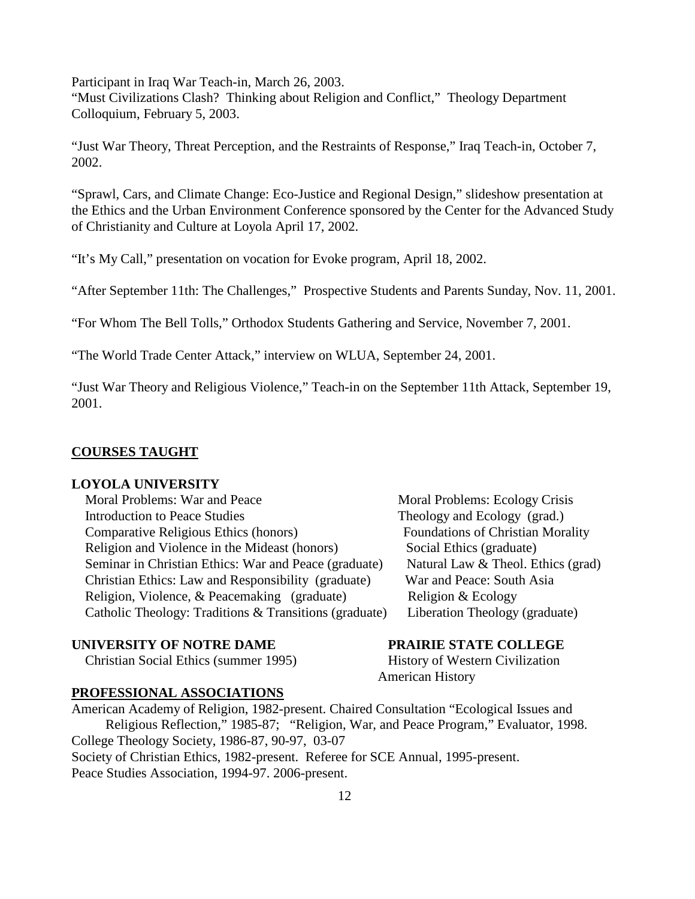Participant in Iraq War Teach-in, March 26, 2003.
"Must Civilizations Clash? Thinking about Religion and Conflict," Theology Department Colloquium, February 5, 2003.

"Just War Theory, Threat Perception, and the Restraints of Response," Iraq Teach-in, October 7, 2002.

"Sprawl, Cars, and Climate Change: Eco-Justice and Regional Design," slideshow presentation at the Ethics and the Urban Environment Conference sponsored by the Center for the Advanced Study of Christianity and Culture at Loyola April 17, 2002.

"It's My Call," presentation on vocation for Evoke program, April 18, 2002.

"After September 11th: The Challenges," Prospective Students and Parents Sunday, Nov. 11, 2001.

"For Whom The Bell Tolls," Orthodox Students Gathering and Service, November 7, 2001.

"The World Trade Center Attack," interview on WLUA, September 24, 2001.

"Just War Theory and Religious Violence," Teach-in on the September 11th Attack, September 19, 2001.

## COURSES TAUGHT

### LOYOLA UNIVERSITY

- Moral Problems: War and Peace
- Introduction to Peace Studies
- Comparative Religious Ethics (honors)
- Religion and Violence in the Mideast (honors)
- Seminar in Christian Ethics: War and Peace (graduate)
- Christian Ethics: Law and Responsibility (graduate)
- Religion, Violence, & Peacemaking (graduate)
- Catholic Theology: Traditions & Transitions (graduate)
- Moral Problems: Ecology Crisis
- Theology and Ecology (grad.)
- Foundations of Christian Morality
- Social Ethics (graduate)
- Natural Law & Theol. Ethics (grad)
- War and Peace: South Asia
- Religion & Ecology
- Liberation Theology (graduate)

### UNIVERSITY OF NOTRE DAME

- Christian Social Ethics (summer 1995)

### PRAIRIE STATE COLLEGE

- History of Western Civilization
- American History

## PROFESSIONAL ASSOCIATIONS

American Academy of Religion, 1982-present. Chaired Consultation "Ecological Issues and Religious Reflection," 1985-87; "Religion, War, and Peace Program," Evaluator, 1998.
College Theology Society, 1986-87, 90-97, 03-07
Society of Christian Ethics, 1982-present. Referee for SCE Annual, 1995-present.
Peace Studies Association, 1994-97. 2006-present.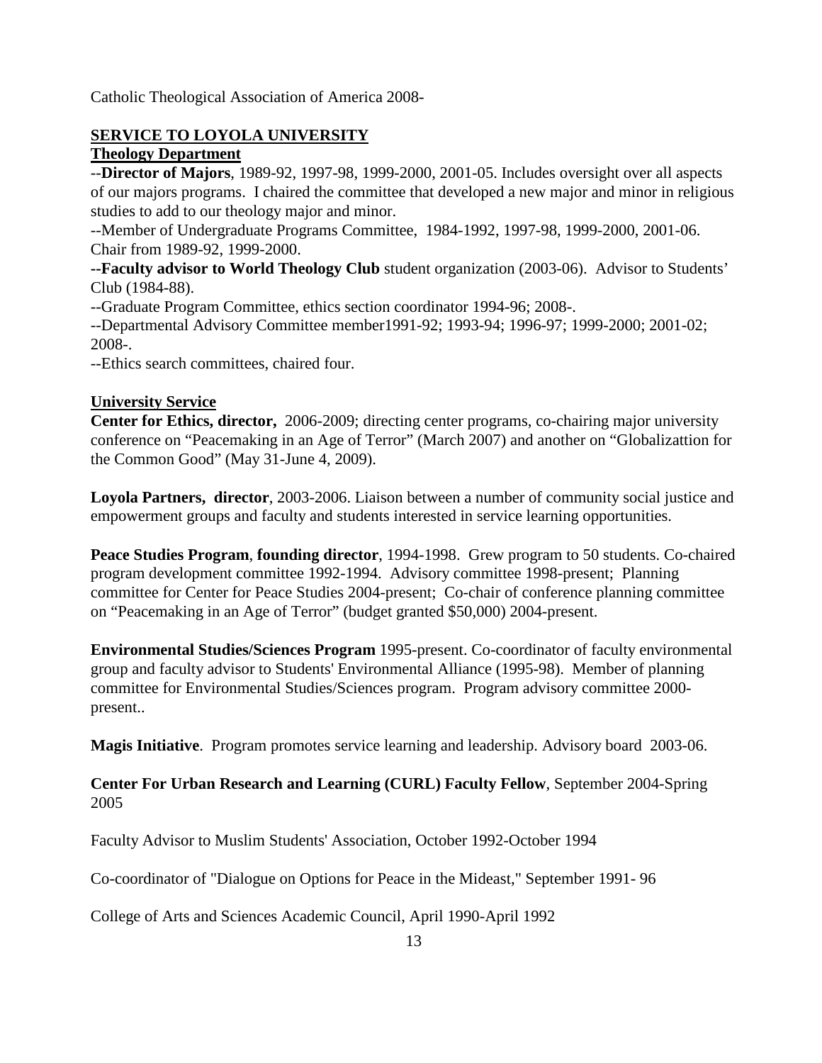Catholic Theological Association of America 2008-

## SERVICE TO LOYOLA UNIVERSITY

### Theology Department

--**Director of Majors**, 1989-92, 1997-98, 1999-2000, 2001-05. Includes oversight over all aspects of our majors programs. I chaired the committee that developed a new major and minor in religious studies to add to our theology major and minor.

--Member of Undergraduate Programs Committee, 1984-1992, 1997-98, 1999-2000, 2001-06. Chair from 1989-92, 1999-2000.

--**Faculty advisor to World Theology Club** student organization (2003-06). Advisor to Students' Club (1984-88).

--Graduate Program Committee, ethics section coordinator 1994-96; 2008-.

--Departmental Advisory Committee member1991-92; 1993-94; 1996-97; 1999-2000; 2001-02; 2008-.

--Ethics search committees, chaired four.

### University Service

**Center for Ethics, director,** 2006-2009; directing center programs, co-chairing major university conference on "Peacemaking in an Age of Terror" (March 2007) and another on "Globalizattion for the Common Good" (May 31-June 4, 2009).

**Loyola Partners, director**, 2003-2006. Liaison between a number of community social justice and empowerment groups and faculty and students interested in service learning opportunities.

**Peace Studies Program**, **founding director**, 1994-1998. Grew program to 50 students. Co-chaired program development committee 1992-1994. Advisory committee 1998-present; Planning committee for Center for Peace Studies 2004-present; Co-chair of conference planning committee on "Peacemaking in an Age of Terror" (budget granted $50,000) 2004-present.

**Environmental Studies/Sciences Program** 1995-present. Co-coordinator of faculty environmental group and faculty advisor to Students' Environmental Alliance (1995-98). Member of planning committee for Environmental Studies/Sciences program. Program advisory committee 2000-present..

**Magis Initiative**. Program promotes service learning and leadership. Advisory board 2003-06.

**Center For Urban Research and Learning (CURL) Faculty Fellow**, September 2004-Spring 2005

Faculty Advisor to Muslim Students' Association, October 1992-October 1994

Co-coordinator of "Dialogue on Options for Peace in the Mideast," September 1991- 96

College of Arts and Sciences Academic Council, April 1990-April 1992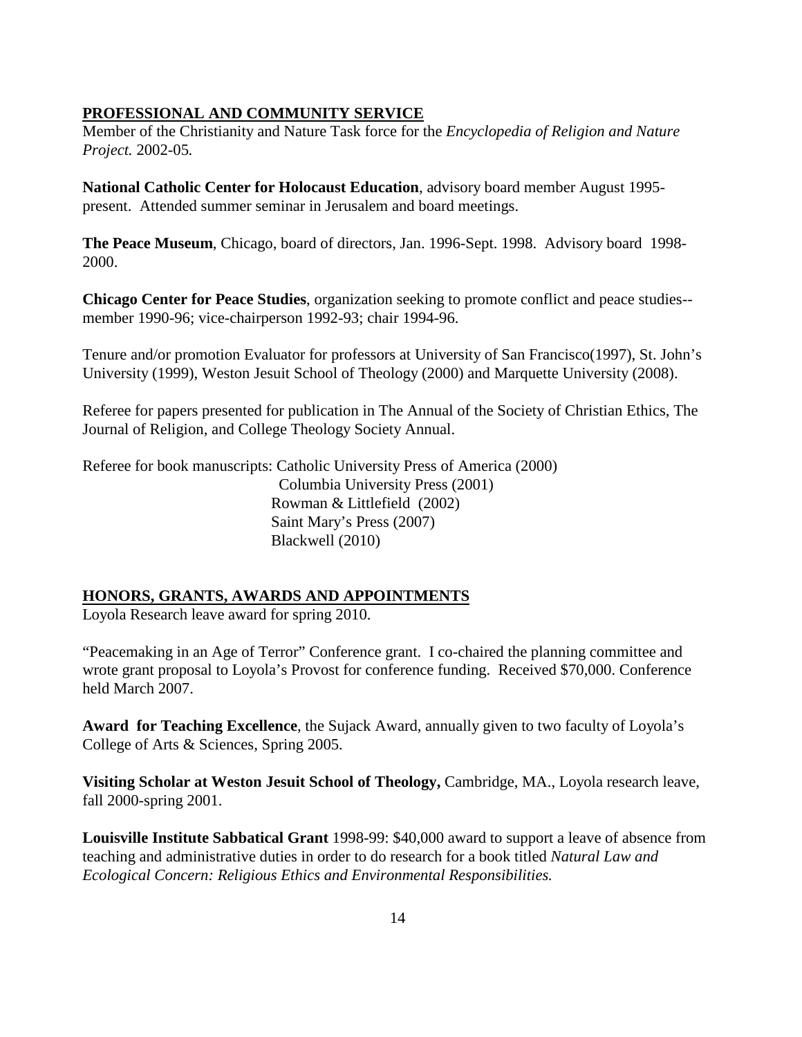## PROFESSIONAL AND COMMUNITY SERVICE

Member of the Christianity and Nature Task force for the *Encyclopedia of Religion and Nature Project.* 2002-05.

**National Catholic Center for Holocaust Education**, advisory board member August 1995-present. Attended summer seminar in Jerusalem and board meetings.

**The Peace Museum**, Chicago, board of directors, Jan. 1996-Sept. 1998. Advisory board 1998-2000.

**Chicago Center for Peace Studies**, organization seeking to promote conflict and peace studies--member 1990-96; vice-chairperson 1992-93; chair 1994-96.

Tenure and/or promotion Evaluator for professors at University of San Francisco(1997), St. John's University (1999), Weston Jesuit School of Theology (2000) and Marquette University (2008).

Referee for papers presented for publication in The Annual of the Society of Christian Ethics, The Journal of Religion, and College Theology Society Annual.

Referee for book manuscripts: Catholic University Press of America (2000)
Columbia University Press (2001)
Rowman & Littlefield (2002)
Saint Mary's Press (2007)
Blackwell (2010)

## HONORS, GRANTS, AWARDS AND APPOINTMENTS

Loyola Research leave award for spring 2010.

"Peacemaking in an Age of Terror" Conference grant. I co-chaired the planning committee and wrote grant proposal to Loyola's Provost for conference funding. Received $70,000. Conference held March 2007.

**Award for Teaching Excellence**, the Sujack Award, annually given to two faculty of Loyola's College of Arts & Sciences, Spring 2005.

**Visiting Scholar at Weston Jesuit School of Theology,** Cambridge, MA., Loyola research leave, fall 2000-spring 2001.

**Louisville Institute Sabbatical Grant** 1998-99: $40,000 award to support a leave of absence from teaching and administrative duties in order to do research for a book titled *Natural Law and Ecological Concern: Religious Ethics and Environmental Responsibilities.*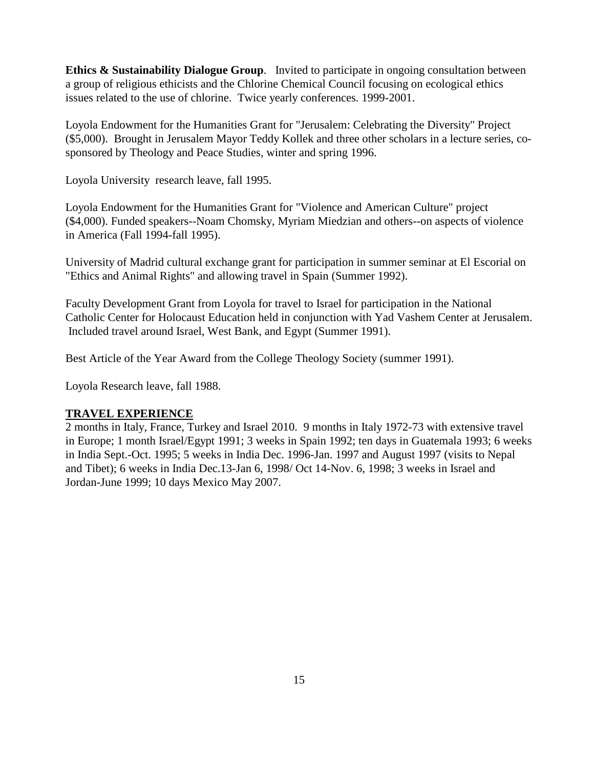**Ethics & Sustainability Dialogue Group**. Invited to participate in ongoing consultation between a group of religious ethicists and the Chlorine Chemical Council focusing on ecological ethics issues related to the use of chlorine. Twice yearly conferences. 1999-2001.

Loyola Endowment for the Humanities Grant for "Jerusalem: Celebrating the Diversity" Project ($5,000). Brought in Jerusalem Mayor Teddy Kollek and three other scholars in a lecture series, co-sponsored by Theology and Peace Studies, winter and spring 1996.

Loyola University research leave, fall 1995.

Loyola Endowment for the Humanities Grant for "Violence and American Culture" project ($4,000). Funded speakers--Noam Chomsky, Myriam Miedzian and others--on aspects of violence in America (Fall 1994-fall 1995).

University of Madrid cultural exchange grant for participation in summer seminar at El Escorial on "Ethics and Animal Rights" and allowing travel in Spain (Summer 1992).

Faculty Development Grant from Loyola for travel to Israel for participation in the National Catholic Center for Holocaust Education held in conjunction with Yad Vashem Center at Jerusalem. Included travel around Israel, West Bank, and Egypt (Summer 1991).

Best Article of the Year Award from the College Theology Society (summer 1991).

Loyola Research leave, fall 1988.

## TRAVEL EXPERIENCE

2 months in Italy, France, Turkey and Israel 2010. 9 months in Italy 1972-73 with extensive travel in Europe; 1 month Israel/Egypt 1991; 3 weeks in Spain 1992; ten days in Guatemala 1993; 6 weeks in India Sept.-Oct. 1995; 5 weeks in India Dec. 1996-Jan. 1997 and August 1997 (visits to Nepal and Tibet); 6 weeks in India Dec.13-Jan 6, 1998/ Oct 14-Nov. 6, 1998; 3 weeks in Israel and Jordan-June 1999; 10 days Mexico May 2007.